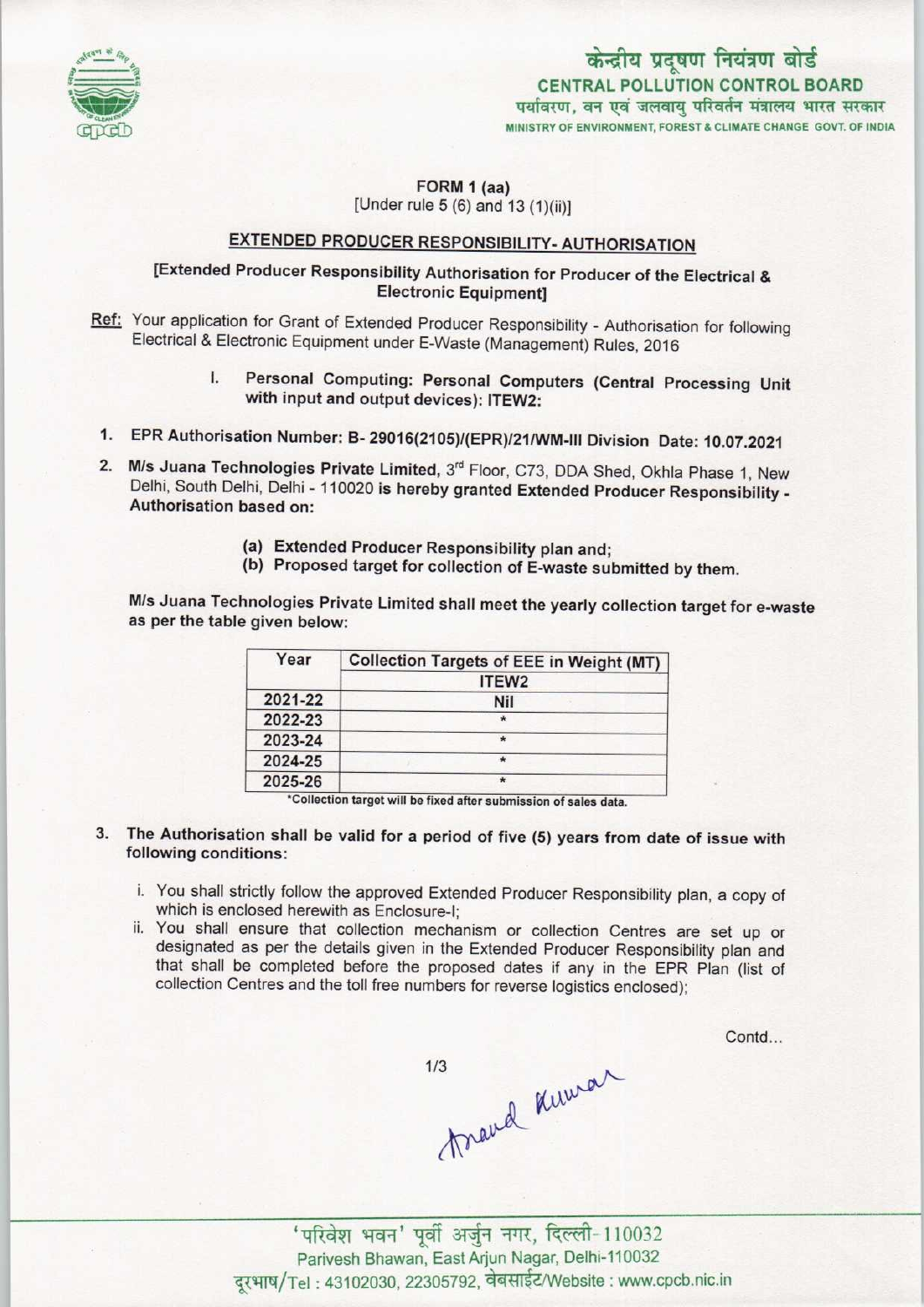केन्द्रीय प्रदूषण नियंत्रण बोर्ड
**CENTRAL POLLUTION CONTROL BOARD**
पर्यावरण, वन एवं जलवायु परिवर्तन मंत्रालय भारत सरकार
MINISTRY OF ENVIRONMENT, FOREST & CLIMATE CHANGE GOVT. OF INDIA

**FORM 1 (aa)**
[Under rule 5 (6) and 13 (1)(ii)]

## EXTENDED PRODUCER RESPONSIBILITY- AUTHORISATION

**[Extended Producer Responsibility Authorisation for Producer of the Electrical & Electronic Equipment]**

**Ref:** Your application for Grant of Extended Producer Responsibility - Authorisation for following Electrical & Electronic Equipment under E-Waste (Management) Rules, 2016

I. **Personal Computing: Personal Computers (Central Processing Unit with input and output devices): ITEW2:**

1. **EPR Authorisation Number: B- 29016(2105)/(EPR)/21/WM-III Division Date: 10.07.2021**

2. **M/s Juana Technologies Private Limited**, 3rd Floor, C73, DDA Shed, Okhla Phase 1, New Delhi, South Delhi, Delhi - 110020 **is hereby granted Extended Producer Responsibility - Authorisation based on:**

   (a) **Extended Producer Responsibility plan and;**
   (b) **Proposed target for collection of E-waste submitted by them.**

**M/s Juana Technologies Private Limited shall meet the yearly collection target for e-waste as per the table given below:**

| Year | Collection Targets of EEE in Weight (MT) |
|---|---|
| | ITEW2 |
| 2021-22 | Nil |
| 2022-23 | * |
| 2023-24 | * |
| 2024-25 | * |
| 2025-26 | * |

*Collection target will be fixed after submission of sales data.

3. **The Authorisation shall be valid for a period of five (5) years from date of issue with following conditions:**

   i. You shall strictly follow the approved Extended Producer Responsibility plan, a copy of which is enclosed herewith as Enclosure-I;
   ii. You shall ensure that collection mechanism or collection Centres are set up or designated as per the details given in the Extended Producer Responsibility plan and that shall be completed before the proposed dates if any in the EPR Plan (list of collection Centres and the toll free numbers for reverse logistics enclosed);

Contd...

Anand Kumar

'परिवेश भवन' पूर्वी अर्जुन नगर, दिल्ली-110032
Parivesh Bhawan, East Arjun Nagar, Delhi-110032
दूरभाष/Tel : 43102030, 22305792, वेबसाईट/Website : www.cpcb.nic.in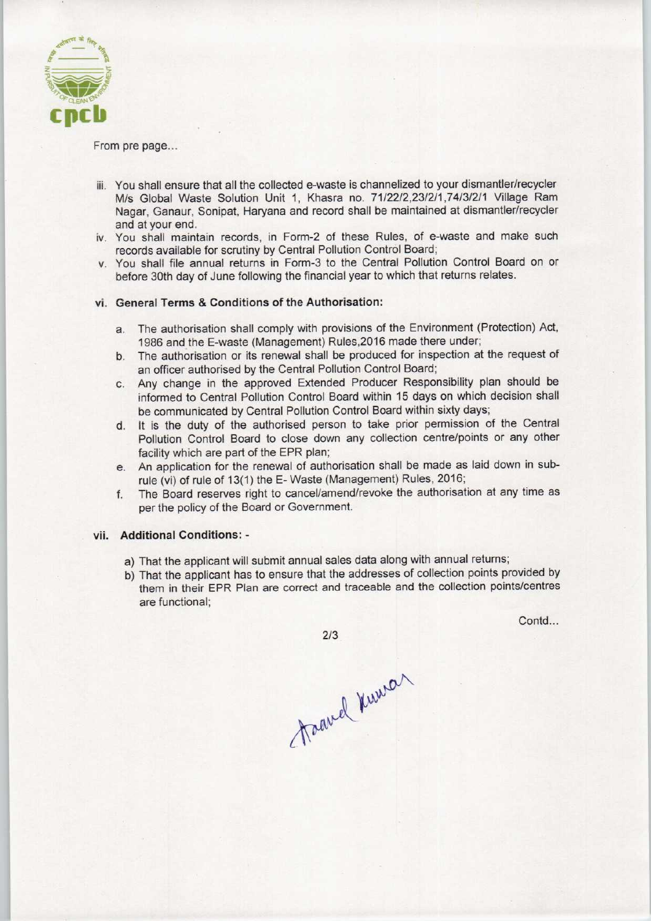From pre page...

iii. You shall ensure that all the collected e-waste is channelized to your dismantler/recycler M/s Global Waste Solution Unit 1, Khasra no. 71/22/2,23/2/1,74/3/2/1 Village Ram Nagar, Ganaur, Sonipat, Haryana and record shall be maintained at dismantler/recycler and at your end.

iv. You shall maintain records, in Form-2 of these Rules, of e-waste and make such records available for scrutiny by Central Pollution Control Board;

v. You shall file annual returns in Form-3 to the Central Pollution Control Board on or before 30th day of June following the financial year to which that returns relates.

vi. **General Terms & Conditions of the Authorisation:**

a. The authorisation shall comply with provisions of the Environment (Protection) Act, 1986 and the E-waste (Management) Rules,2016 made there under;

b. The authorisation or its renewal shall be produced for inspection at the request of an officer authorised by the Central Pollution Control Board;

c. Any change in the approved Extended Producer Responsibility plan should be informed to Central Pollution Control Board within 15 days on which decision shall be communicated by Central Pollution Control Board within sixty days;

d. It is the duty of the authorised person to take prior permission of the Central Pollution Control Board to close down any collection centre/points or any other facility which are part of the EPR plan;

e. An application for the renewal of authorisation shall be made as laid down in sub-rule (vi) of rule of 13(1) the E- Waste (Management) Rules, 2016;

f. The Board reserves right to cancel/amend/revoke the authorisation at any time as per the policy of the Board or Government.

vii. **Additional Conditions: -**

a) That the applicant will submit annual sales data along with annual returns;

b) That the applicant has to ensure that the addresses of collection points provided by them in their EPR Plan are correct and traceable and the collection points/centres are functional;

Contd...

Anand Kumar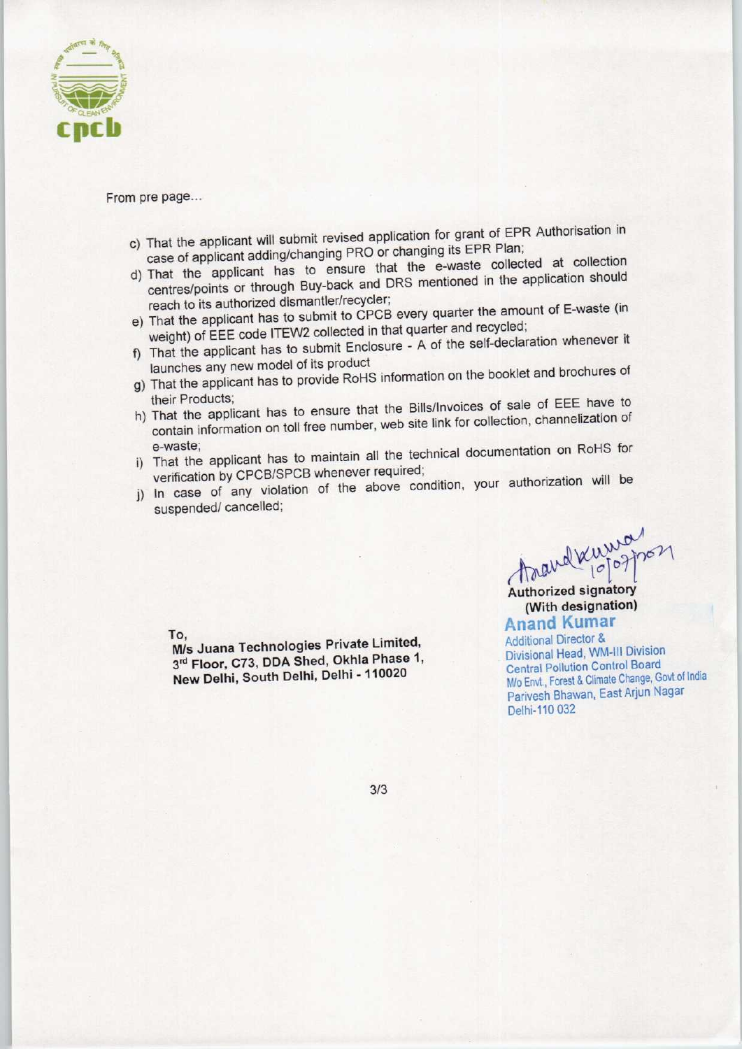From pre page...

c) That the applicant will submit revised application for grant of EPR Authorisation in case of applicant adding/changing PRO or changing its EPR Plan;
d) That the applicant has to ensure that the e-waste collected at collection centres/points or through Buy-back and DRS mentioned in the application should reach to its authorized dismantler/recycler;
e) That the applicant has to submit to CPCB every quarter the amount of E-waste (in weight) of EEE code ITEW2 collected in that quarter and recycled;
f) That the applicant has to submit Enclosure - A of the self-declaration whenever it launches any new model of its product
g) That the applicant has to provide RoHS information on the booklet and brochures of their Products;
h) That the applicant has to ensure that the Bills/Invoices of sale of EEE have to contain information on toll free number, web site link for collection, channelization of e-waste;
i) That the applicant has to maintain all the technical documentation on RoHS for verification by CPCB/SPCB whenever required;
j) In case of any violation of the above condition, your authorization will be suspended/ cancelled;

Anand Kumar 10/07/2021

**Authorized signatory**
**(With designation)**

**Anand Kumar**
Additional Director &
Divisional Head, WM-III Division
Central Pollution Control Board
M/o Envt., Forest & Climate Change, Govt of India
Parivesh Bhawan, East Arjun Nagar
Delhi-110 032

To,
**M/s Juana Technologies Private Limited,**
**3rd Floor, C73, DDA Shed, Okhla Phase 1,**
**New Delhi, South Delhi, Delhi - 110020**